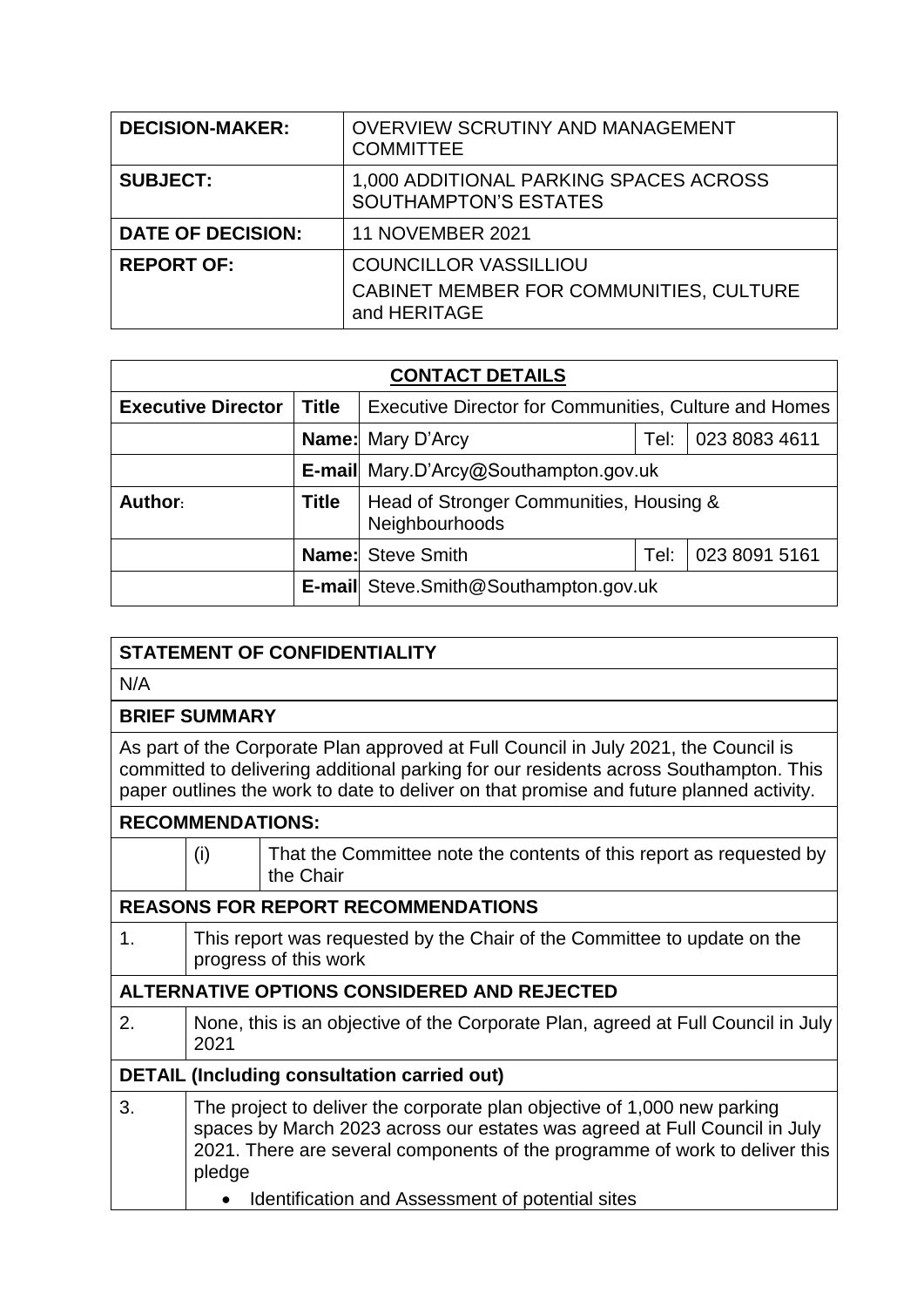| | |
|---|---|
| **DECISION-MAKER:** | OVERVIEW SCRUTINY AND MANAGEMENT COMMITTEE |
| **SUBJECT:** | 1,000 ADDITIONAL PARKING SPACES ACROSS SOUTHAMPTON'S ESTATES |
| **DATE OF DECISION:** | 11 NOVEMBER 2021 |
| **REPORT OF:** | COUNCILLOR VASSILLIOU<br>CABINET MEMBER FOR COMMUNITIES, CULTURE and HERITAGE |

| **CONTACT DETAILS** | | | | |
|---|---|---|---|---|
| **Executive Director** | **Title** | Executive Director for Communities, Culture and Homes | | |
| | **Name:** | Mary D'Arcy | Tel: | 023 8083 4611 |
| | **E-mail** | Mary.D'Arcy@Southampton.gov.uk | | |
| **Author:** | **Title** | Head of Stronger Communities, Housing & Neighbourhoods | | |
| | **Name:** | Steve Smith | Tel: | 023 8091 5161 |
| | **E-mail** | Steve.Smith@Southampton.gov.uk | | |

**STATEMENT OF CONFIDENTIALITY**

N/A

**BRIEF SUMMARY**

As part of the Corporate Plan approved at Full Council in July 2021, the Council is committed to delivering additional parking for our residents across Southampton. This paper outlines the work to date to deliver on that promise and future planned activity.

**RECOMMENDATIONS:**

| | |
|---|---|
| (i) | That the Committee note the contents of this report as requested by the Chair |

**REASONS FOR REPORT RECOMMENDATIONS**

| | |
|---|---|
| 1. | This report was requested by the Chair of the Committee to update on the progress of this work |

**ALTERNATIVE OPTIONS CONSIDERED AND REJECTED**

| | |
|---|---|
| 2. | None, this is an objective of the Corporate Plan, agreed at Full Council in July 2021 |

**DETAIL (Including consultation carried out)**

| | |
|---|---|
| 3. | The project to deliver the corporate plan objective of 1,000 new parking spaces by March 2023 across our estates was agreed at Full Council in July 2021. There are several components of the programme of work to deliver this pledge<br>• Identification and Assessment of potential sites |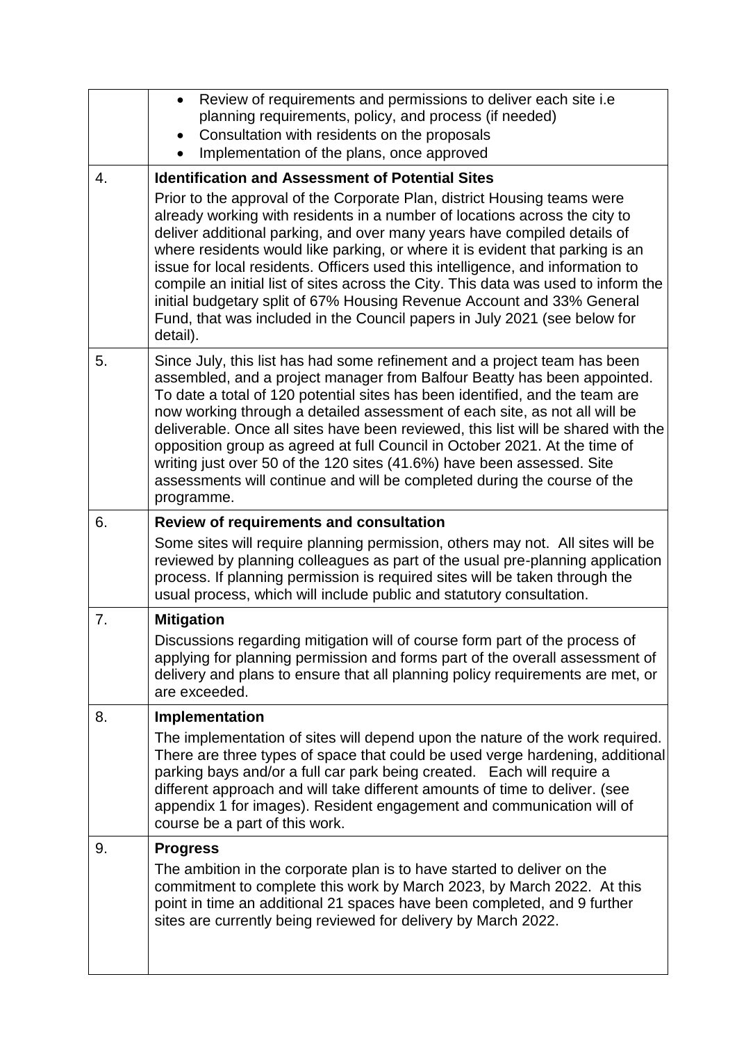| | |
|---|---|
| | • Review of requirements and permissions to deliver each site i.e planning requirements, policy, and process (if needed)<br>• Consultation with residents on the proposals<br>• Implementation of the plans, once approved |
| 4. | **Identification and Assessment of Potential Sites**<br>Prior to the approval of the Corporate Plan, district Housing teams were already working with residents in a number of locations across the city to deliver additional parking, and over many years have compiled details of where residents would like parking, or where it is evident that parking is an issue for local residents. Officers used this intelligence, and information to compile an initial list of sites across the City. This data was used to inform the initial budgetary split of 67% Housing Revenue Account and 33% General Fund, that was included in the Council papers in July 2021 (see below for detail). |
| 5. | Since July, this list has had some refinement and a project team has been assembled, and a project manager from Balfour Beatty has been appointed. To date a total of 120 potential sites has been identified, and the team are now working through a detailed assessment of each site, as not all will be deliverable. Once all sites have been reviewed, this list will be shared with the opposition group as agreed at full Council in October 2021. At the time of writing just over 50 of the 120 sites (41.6%) have been assessed. Site assessments will continue and will be completed during the course of the programme. |
| 6. | **Review of requirements and consultation**<br>Some sites will require planning permission, others may not. All sites will be reviewed by planning colleagues as part of the usual pre-planning application process. If planning permission is required sites will be taken through the usual process, which will include public and statutory consultation. |
| 7. | **Mitigation**<br>Discussions regarding mitigation will of course form part of the process of applying for planning permission and forms part of the overall assessment of delivery and plans to ensure that all planning policy requirements are met, or are exceeded. |
| 8. | **Implementation**<br>The implementation of sites will depend upon the nature of the work required. There are three types of space that could be used verge hardening, additional parking bays and/or a full car park being created. Each will require a different approach and will take different amounts of time to deliver. (see appendix 1 for images). Resident engagement and communication will of course be a part of this work. |
| 9. | **Progress**<br>The ambition in the corporate plan is to have started to deliver on the commitment to complete this work by March 2023, by March 2022. At this point in time an additional 21 spaces have been completed, and 9 further sites are currently being reviewed for delivery by March 2022. |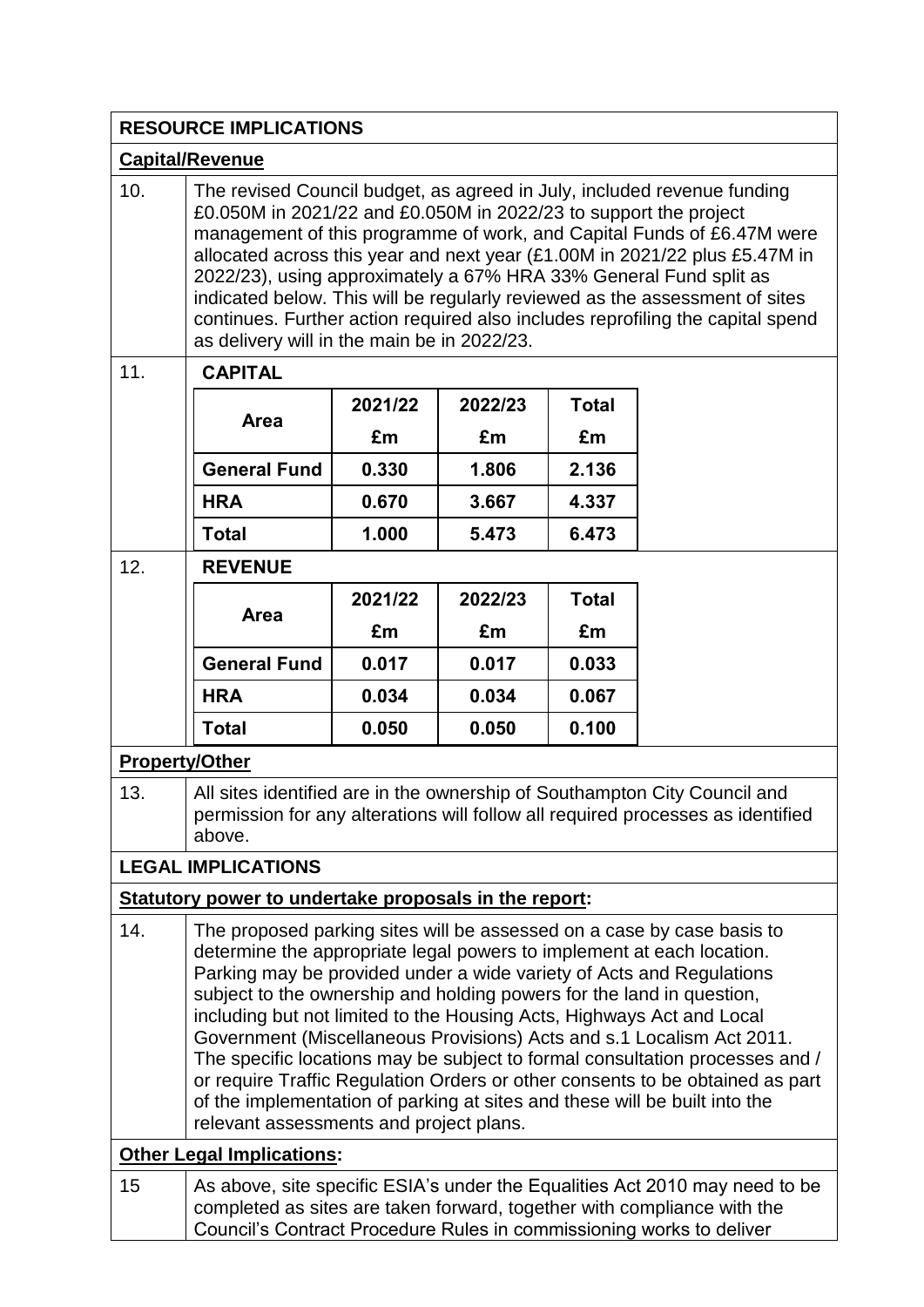## RESOURCE IMPLICATIONS

### Capital/Revenue

10. The revised Council budget, as agreed in July, included revenue funding £0.050M in 2021/22 and £0.050M in 2022/23 to support the project management of this programme of work, and Capital Funds of £6.47M were allocated across this year and next year (£1.00M in 2021/22 plus £5.47M in 2022/23), using approximately a 67% HRA 33% General Fund split as indicated below. This will be regularly reviewed as the assessment of sites continues. Further action required also includes reprofiling the capital spend as delivery will in the main be in 2022/23.

11. **CAPITAL**

| Area | 2021/22 | 2022/23 | Total |
|---|---|---|---|
| | £m | £m | £m |
| **General Fund** | **0.330** | **1.806** | **2.136** |
| **HRA** | **0.670** | **3.667** | **4.337** |
| **Total** | **1.000** | **5.473** | **6.473** |

12. **REVENUE**

| Area | 2021/22 | 2022/23 | Total |
|---|---|---|---|
| | £m | £m | £m |
| **General Fund** | **0.017** | **0.017** | **0.033** |
| **HRA** | **0.034** | **0.034** | **0.067** |
| **Total** | **0.050** | **0.050** | **0.100** |

### Property/Other

13. All sites identified are in the ownership of Southampton City Council and permission for any alterations will follow all required processes as identified above.

## LEGAL IMPLICATIONS

### Statutory power to undertake proposals in the report:

14. The proposed parking sites will be assessed on a case by case basis to determine the appropriate legal powers to implement at each location. Parking may be provided under a wide variety of Acts and Regulations subject to the ownership and holding powers for the land in question, including but not limited to the Housing Acts, Highways Act and Local Government (Miscellaneous Provisions) Acts and s.1 Localism Act 2011. The specific locations may be subject to formal consultation processes and / or require Traffic Regulation Orders or other consents to be obtained as part of the implementation of parking at sites and these will be built into the relevant assessments and project plans.

### Other Legal Implications:

15 As above, site specific ESIA's under the Equalities Act 2010 may need to be completed as sites are taken forward, together with compliance with the Council's Contract Procedure Rules in commissioning works to deliver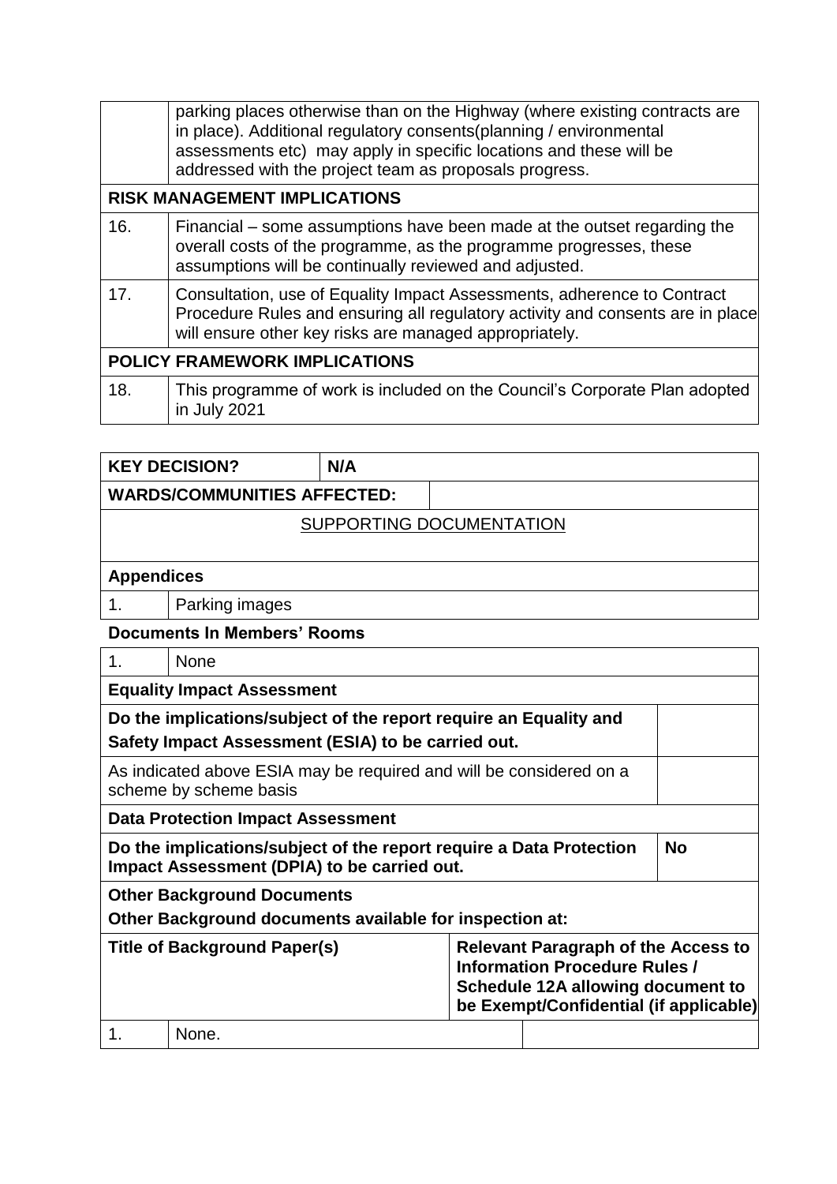| | |
|---|---|
| | parking places otherwise than on the Highway (where existing contracts are in place). Additional regulatory consents(planning / environmental assessments etc) may apply in specific locations and these will be addressed with the project team as proposals progress. |
| **RISK MANAGEMENT IMPLICATIONS** | |
| 16. | Financial – some assumptions have been made at the outset regarding the overall costs of the programme, as the programme progresses, these assumptions will be continually reviewed and adjusted. |
| 17. | Consultation, use of Equality Impact Assessments, adherence to Contract Procedure Rules and ensuring all regulatory activity and consents are in place will ensure other key risks are managed appropriately. |
| **POLICY FRAMEWORK IMPLICATIONS** | |
| 18. | This programme of work is included on the Council's Corporate Plan adopted in July 2021 |

| | | |
|---|---|---|
| **KEY DECISION?** | **N/A** | |
| **WARDS/COMMUNITIES AFFECTED:** | | |

SUPPORTING DOCUMENTATION

| | |
|---|---|
| **Appendices** | |
| 1. | Parking images |

**Documents In Members' Rooms**

| | |
|---|---|
| 1. | None |

| | |
|---|---|
| **Equality Impact Assessment** | |
| **Do the implications/subject of the report require an Equality and Safety Impact Assessment (ESIA) to be carried out.** | |
| As indicated above ESIA may be required and will be considered on a scheme by scheme basis | |
| **Data Protection Impact Assessment** | |
| **Do the implications/subject of the report require a Data Protection Impact Assessment (DPIA) to be carried out.** | **No** |

**Other Background Documents**

**Other Background documents available for inspection at:**

| **Title of Background Paper(s)** | | **Relevant Paragraph of the Access to Information Procedure Rules / Schedule 12A allowing document to be Exempt/Confidential (if applicable)** |
|---|---|---|
| 1. | None. | |